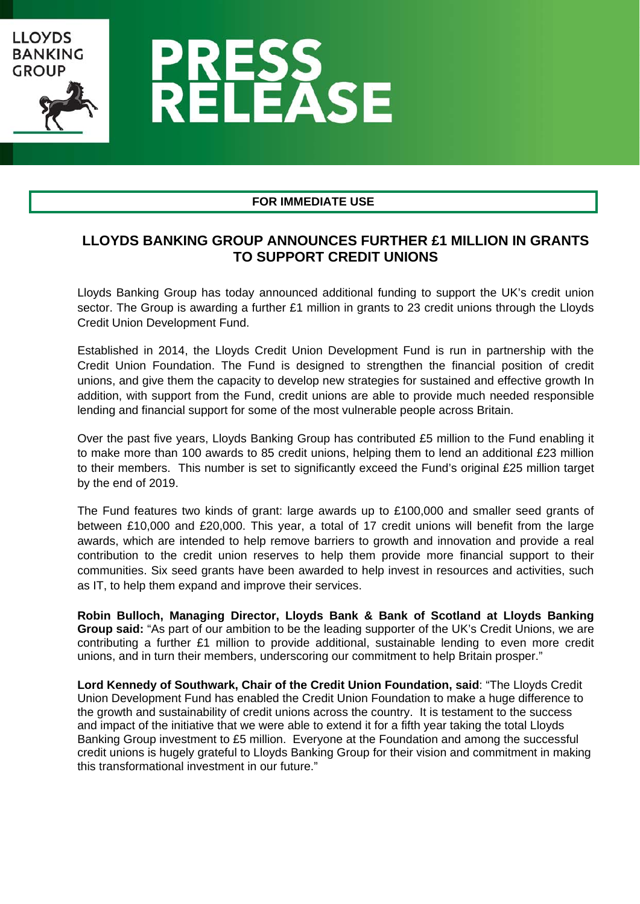LLOYDS BANKING GROUP

# PRESS RELEASE

**FOR IMMEDIATE USE**

## LLOYDS BANKING GROUP ANNOUNCES FURTHER £1 MILLION IN GRANTS TO SUPPORT CREDIT UNIONS

Lloyds Banking Group has today announced additional funding to support the UK's credit union sector. The Group is awarding a further £1 million in grants to 23 credit unions through the Lloyds Credit Union Development Fund.

Established in 2014, the Lloyds Credit Union Development Fund is run in partnership with the Credit Union Foundation. The Fund is designed to strengthen the financial position of credit unions, and give them the capacity to develop new strategies for sustained and effective growth In addition, with support from the Fund, credit unions are able to provide much needed responsible lending and financial support for some of the most vulnerable people across Britain.

Over the past five years, Lloyds Banking Group has contributed £5 million to the Fund enabling it to make more than 100 awards to 85 credit unions, helping them to lend an additional £23 million to their members. This number is set to significantly exceed the Fund's original £25 million target by the end of 2019.

The Fund features two kinds of grant: large awards up to £100,000 and smaller seed grants of between £10,000 and £20,000. This year, a total of 17 credit unions will benefit from the large awards, which are intended to help remove barriers to growth and innovation and provide a real contribution to the credit union reserves to help them provide more financial support to their communities. Six seed grants have been awarded to help invest in resources and activities, such as IT, to help them expand and improve their services.

**Robin Bulloch, Managing Director, Lloyds Bank & Bank of Scotland at Lloyds Banking Group said:** "As part of our ambition to be the leading supporter of the UK's Credit Unions, we are contributing a further £1 million to provide additional, sustainable lending to even more credit unions, and in turn their members, underscoring our commitment to help Britain prosper."

**Lord Kennedy of Southwark, Chair of the Credit Union Foundation, said**: "The Lloyds Credit Union Development Fund has enabled the Credit Union Foundation to make a huge difference to the growth and sustainability of credit unions across the country. It is testament to the success and impact of the initiative that we were able to extend it for a fifth year taking the total Lloyds Banking Group investment to £5 million. Everyone at the Foundation and among the successful credit unions is hugely grateful to Lloyds Banking Group for their vision and commitment in making this transformational investment in our future."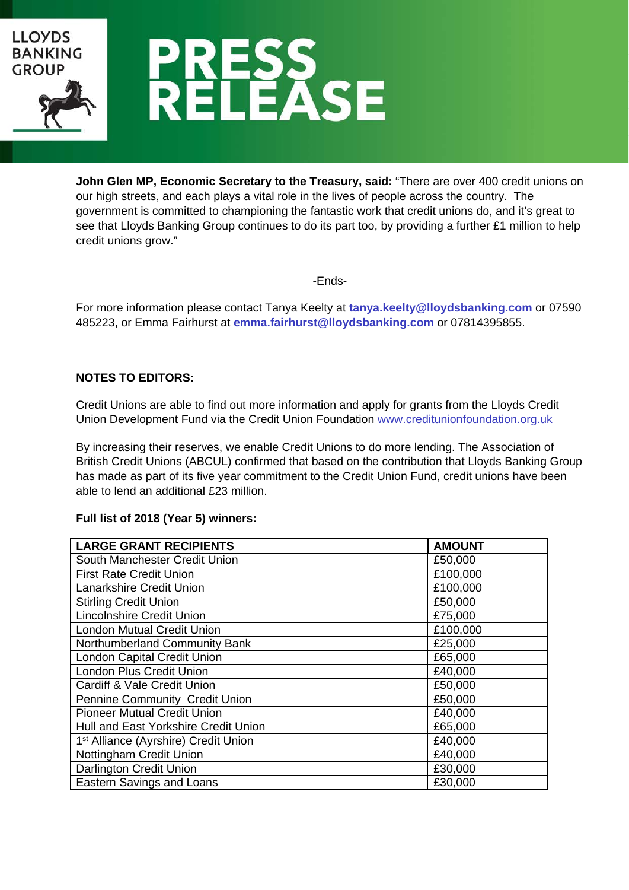**John Glen MP, Economic Secretary to the Treasury, said:** "There are over 400 credit unions on our high streets, and each plays a vital role in the lives of people across the country. The government is committed to championing the fantastic work that credit unions do, and it's great to see that Lloyds Banking Group continues to do its part too, by providing a further £1 million to help credit unions grow."

-Ends-

For more information please contact Tanya Keelty at **tanya.keelty@lloydsbanking.com** or 07590 485223, or Emma Fairhurst at **emma.fairhurst@lloydsbanking.com** or 07814395855.

**NOTES TO EDITORS:**

Credit Unions are able to find out more information and apply for grants from the Lloyds Credit Union Development Fund via the Credit Union Foundation www.creditunionfoundation.org.uk

By increasing their reserves, we enable Credit Unions to do more lending. The Association of British Credit Unions (ABCUL) confirmed that based on the contribution that Lloyds Banking Group has made as part of its five year commitment to the Credit Union Fund, credit unions have been able to lend an additional £23 million.

**Full list of 2018 (Year 5) winners:**

| LARGE GRANT RECIPIENTS | AMOUNT |
|---|---|
| South Manchester Credit Union | £50,000 |
| First Rate Credit Union | £100,000 |
| Lanarkshire Credit Union | £100,000 |
| Stirling Credit Union | £50,000 |
| Lincolnshire Credit Union | £75,000 |
| London Mutual Credit Union | £100,000 |
| Northumberland Community Bank | £25,000 |
| London Capital Credit Union | £65,000 |
| London Plus Credit Union | £40,000 |
| Cardiff & Vale Credit Union | £50,000 |
| Pennine Community Credit Union | £50,000 |
| Pioneer Mutual Credit Union | £40,000 |
| Hull and East Yorkshire Credit Union | £65,000 |
| 1st Alliance (Ayrshire) Credit Union | £40,000 |
| Nottingham Credit Union | £40,000 |
| Darlington Credit Union | £30,000 |
| Eastern Savings and Loans | £30,000 |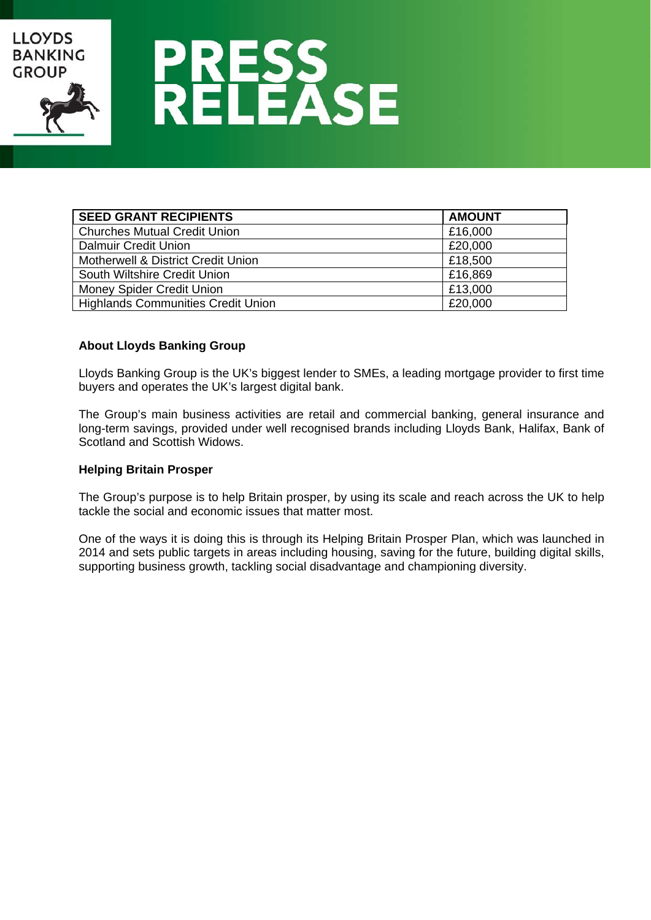| SEED GRANT RECIPIENTS | AMOUNT |
|---|---|
| Churches Mutual Credit Union | £16,000 |
| Dalmuir Credit Union | £20,000 |
| Motherwell & District Credit Union | £18,500 |
| South Wiltshire Credit Union | £16,869 |
| Money Spider Credit Union | £13,000 |
| Highlands Communities Credit Union | £20,000 |

**About Lloyds Banking Group**

Lloyds Banking Group is the UK's biggest lender to SMEs, a leading mortgage provider to first time buyers and operates the UK's largest digital bank.

The Group's main business activities are retail and commercial banking, general insurance and long-term savings, provided under well recognised brands including Lloyds Bank, Halifax, Bank of Scotland and Scottish Widows.

**Helping Britain Prosper**

The Group's purpose is to help Britain prosper, by using its scale and reach across the UK to help tackle the social and economic issues that matter most.

One of the ways it is doing this is through its Helping Britain Prosper Plan, which was launched in 2014 and sets public targets in areas including housing, saving for the future, building digital skills, supporting business growth, tackling social disadvantage and championing diversity.